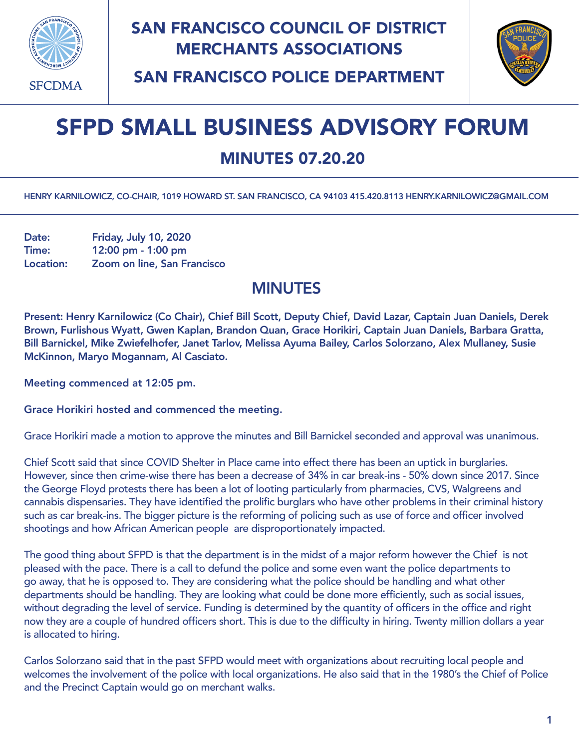# SAN FRANCISCO COUNCIL OF DISTRICT MERCHANTS ASSOCIATIONS

## SAN FRANCISCO POLICE DEPARTMENT

SFCDMA

# SFPD SMALL BUSINESS ADVISORY FORUM

## MINUTES 07.20.20

HENRY KARNILOWICZ, CO-CHAIR, 1019 HOWARD ST. SAN FRANCISCO, CA 94103 415.420.8113 HENRY.KARNILOWICZ@GMAIL.COM

**Date:** Friday, July 10, 2020
**Time:** 12:00 pm - 1:00 pm
**Location:** Zoom on line, San Francisco

## MINUTES

**Present: Henry Karnilowicz (Co Chair), Chief Bill Scott, Deputy Chief, David Lazar, Captain Juan Daniels, Derek Brown, Furlishous Wyatt, Gwen Kaplan, Brandon Quan, Grace Horikiri, Captain Juan Daniels, Barbara Gratta, Bill Barnickel, Mike Zwiefelhofer, Janet Tarlov, Melissa Ayuma Bailey, Carlos Solorzano, Alex Mullaney, Susie McKinnon, Maryo Mogannam, Al Casciato.**

**Meeting commenced at 12:05 pm.**

**Grace Horikiri hosted and commenced the meeting.**

Grace Horikiri made a motion to approve the minutes and Bill Barnickel seconded and approval was unanimous.

Chief Scott said that since COVID Shelter in Place came into effect there has been an uptick in burglaries. However, since then crime-wise there has been a decrease of 34% in car break-ins - 50% down since 2017. Since the George Floyd protests there has been a lot of looting particularly from pharmacies, CVS, Walgreens and cannabis dispensaries. They have identified the prolific burglars who have other problems in their criminal history such as car break-ins. The bigger picture is the reforming of policing such as use of force and officer involved shootings and how African American people are disproportionately impacted.

The good thing about SFPD is that the department is in the midst of a major reform however the Chief is not pleased with the pace. There is a call to defund the police and some even want the police departments to go away, that he is opposed to. They are considering what the police should be handling and what other departments should be handling. They are looking what could be done more efficiently, such as social issues, without degrading the level of service. Funding is determined by the quantity of officers in the office and right now they are a couple of hundred officers short. This is due to the difficulty in hiring. Twenty million dollars a year is allocated to hiring.

Carlos Solorzano said that in the past SFPD would meet with organizations about recruiting local people and welcomes the involvement of the police with local organizations. He also said that in the 1980's the Chief of Police and the Precinct Captain would go on merchant walks.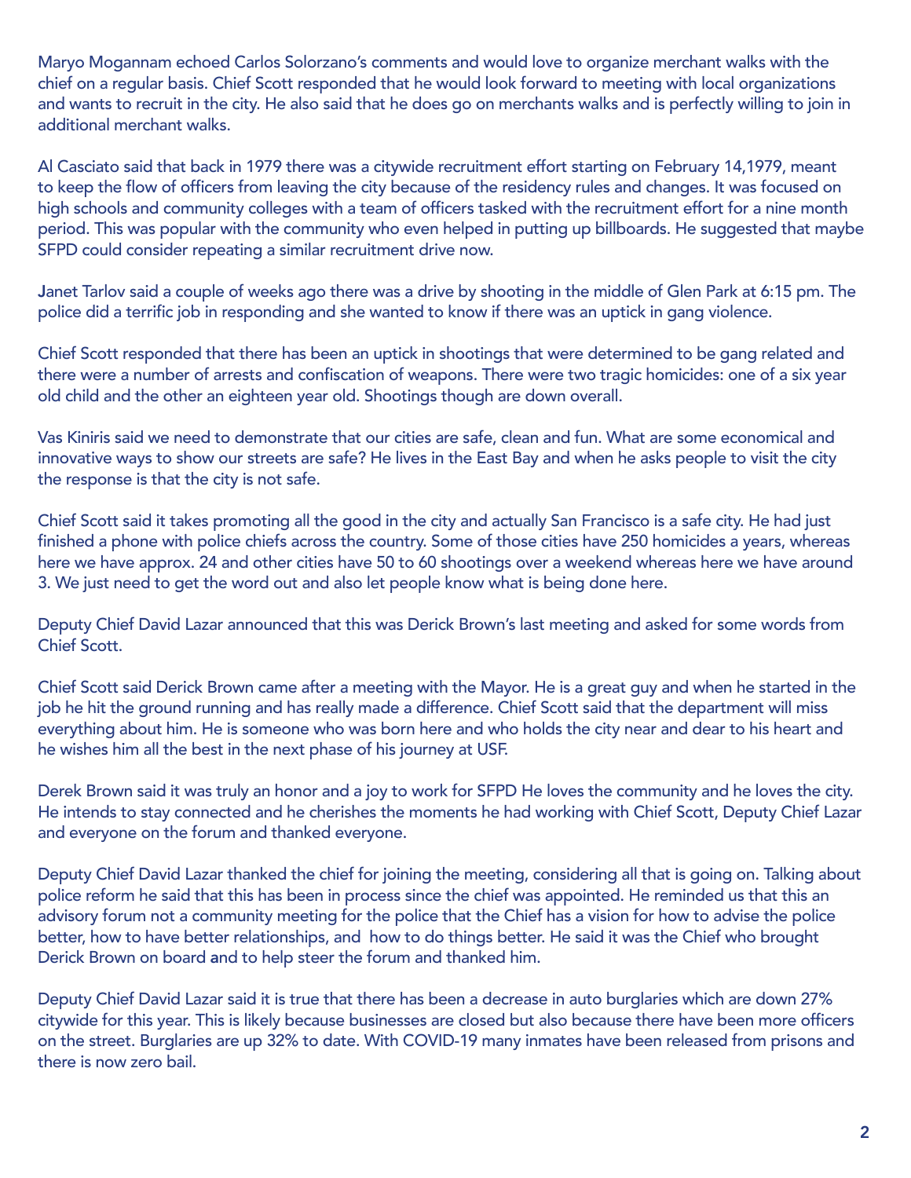Maryo Mogannam echoed Carlos Solorzano's comments and would love to organize merchant walks with the chief on a regular basis. Chief Scott responded that he would look forward to meeting with local organizations and wants to recruit in the city. He also said that he does go on merchants walks and is perfectly willing to join in additional merchant walks.

Al Casciato said that back in 1979 there was a citywide recruitment effort starting on February 14,1979, meant to keep the flow of officers from leaving the city because of the residency rules and changes. It was focused on high schools and community colleges with a team of officers tasked with the recruitment effort for a nine month period. This was popular with the community who even helped in putting up billboards. He suggested that maybe SFPD could consider repeating a similar recruitment drive now.

Janet Tarlov said a couple of weeks ago there was a drive by shooting in the middle of Glen Park at 6:15 pm. The police did a terrific job in responding and she wanted to know if there was an uptick in gang violence.

Chief Scott responded that there has been an uptick in shootings that were determined to be gang related and there were a number of arrests and confiscation of weapons. There were two tragic homicides: one of a six year old child and the other an eighteen year old. Shootings though are down overall.

Vas Kiniris said we need to demonstrate that our cities are safe, clean and fun. What are some economical and innovative ways to show our streets are safe? He lives in the East Bay and when he asks people to visit the city the response is that the city is not safe.

Chief Scott said it takes promoting all the good in the city and actually San Francisco is a safe city. He had just finished a phone with police chiefs across the country. Some of those cities have 250 homicides a years, whereas here we have approx. 24 and other cities have 50 to 60 shootings over a weekend whereas here we have around 3. We just need to get the word out and also let people know what is being done here.

Deputy Chief David Lazar announced that this was Derick Brown's last meeting and asked for some words from Chief Scott.

Chief Scott said Derick Brown came after a meeting with the Mayor. He is a great guy and when he started in the job he hit the ground running and has really made a difference. Chief Scott said that the department will miss everything about him. He is someone who was born here and who holds the city near and dear to his heart and he wishes him all the best in the next phase of his journey at USF.

Derek Brown said it was truly an honor and a joy to work for SFPD He loves the community and he loves the city. He intends to stay connected and he cherishes the moments he had working with Chief Scott, Deputy Chief Lazar and everyone on the forum and thanked everyone.

Deputy Chief David Lazar thanked the chief for joining the meeting, considering all that is going on. Talking about police reform he said that this has been in process since the chief was appointed. He reminded us that this an advisory forum not a community meeting for the police that the Chief has a vision for how to advise the police better, how to have better relationships, and how to do things better. He said it was the Chief who brought Derick Brown on board and to help steer the forum and thanked him.

Deputy Chief David Lazar said it is true that there has been a decrease in auto burglaries which are down 27% citywide for this year. This is likely because businesses are closed but also because there have been more officers on the street. Burglaries are up 32% to date. With COVID-19 many inmates have been released from prisons and there is now zero bail.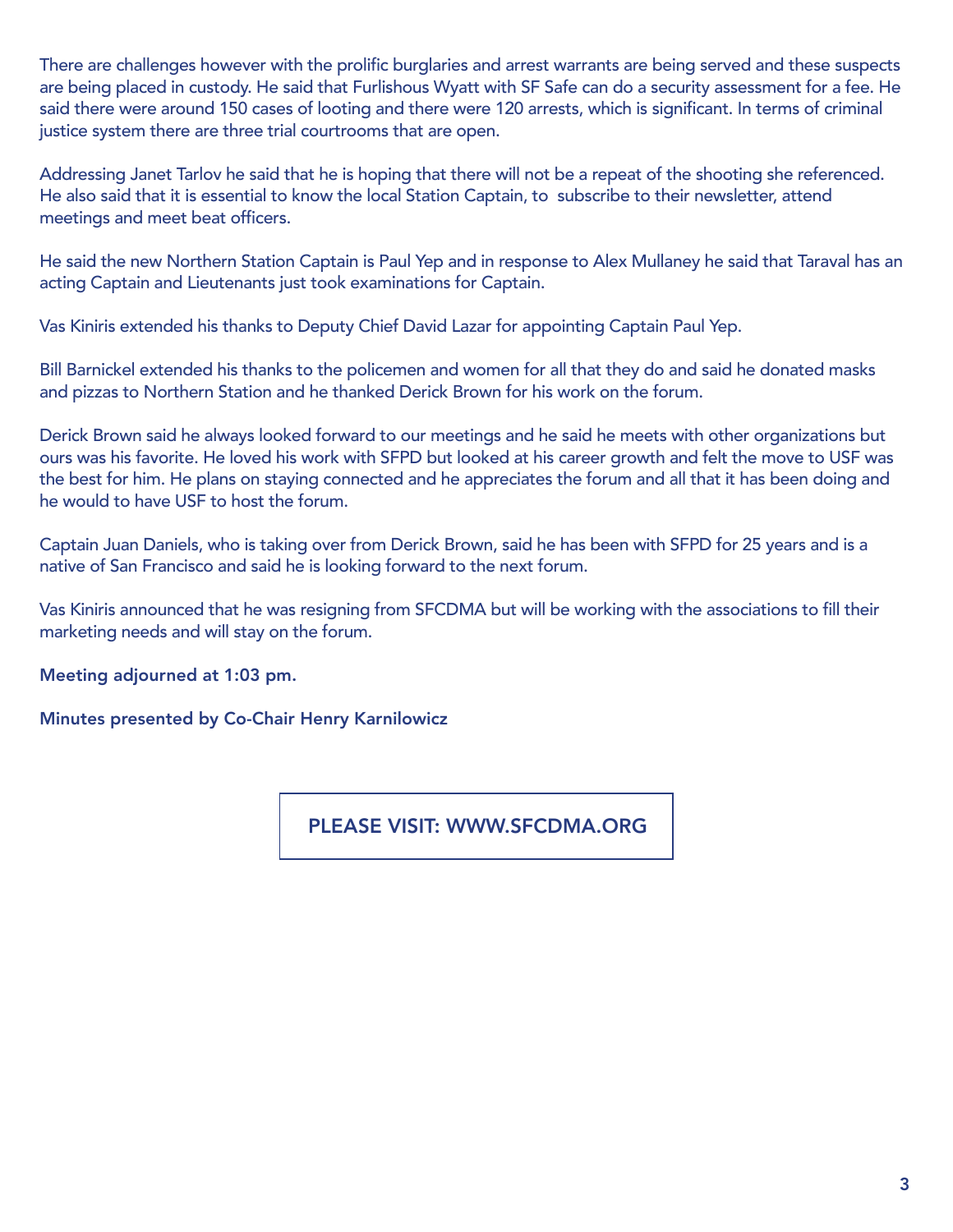There are challenges however with the prolific burglaries and arrest warrants are being served and these suspects are being placed in custody. He said that Furlishous Wyatt with SF Safe can do a security assessment for a fee. He said there were around 150 cases of looting and there were 120 arrests, which is significant. In terms of criminal justice system there are three trial courtrooms that are open.

Addressing Janet Tarlov he said that he is hoping that there will not be a repeat of the shooting she referenced. He also said that it is essential to know the local Station Captain, to subscribe to their newsletter, attend meetings and meet beat officers.

He said the new Northern Station Captain is Paul Yep and in response to Alex Mullaney he said that Taraval has an acting Captain and Lieutenants just took examinations for Captain.

Vas Kiniris extended his thanks to Deputy Chief David Lazar for appointing Captain Paul Yep.

Bill Barnickel extended his thanks to the policemen and women for all that they do and said he donated masks and pizzas to Northern Station and he thanked Derick Brown for his work on the forum.

Derick Brown said he always looked forward to our meetings and he said he meets with other organizations but ours was his favorite. He loved his work with SFPD but looked at his career growth and felt the move to USF was the best for him. He plans on staying connected and he appreciates the forum and all that it has been doing and he would to have USF to host the forum.

Captain Juan Daniels, who is taking over from Derick Brown, said he has been with SFPD for 25 years and is a native of San Francisco and said he is looking forward to the next forum.

Vas Kiniris announced that he was resigning from SFCDMA but will be working with the associations to fill their marketing needs and will stay on the forum.

**Meeting adjourned at 1:03 pm.**

**Minutes presented by Co-Chair Henry Karnilowicz**

PLEASE VISIT: WWW.SFCDMA.ORG